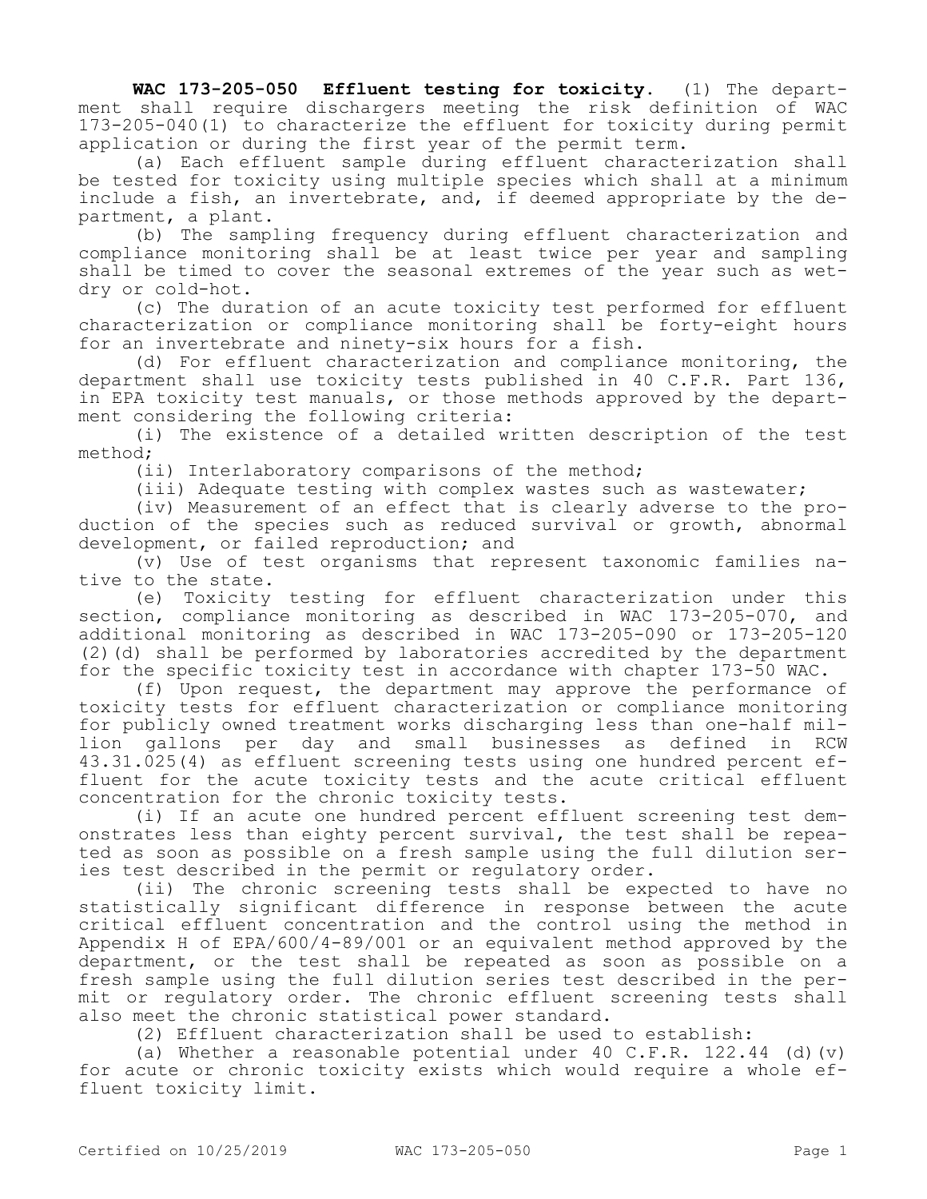**WAC 173-205-050 Effluent testing for toxicity.** (1) The department shall require dischargers meeting the risk definition of WAC 173-205-040(1) to characterize the effluent for toxicity during permit application or during the first year of the permit term.

(a) Each effluent sample during effluent characterization shall be tested for toxicity using multiple species which shall at a minimum include a fish, an invertebrate, and, if deemed appropriate by the department, a plant.

(b) The sampling frequency during effluent characterization and compliance monitoring shall be at least twice per year and sampling shall be timed to cover the seasonal extremes of the year such as wet-dry or cold-hot.

(c) The duration of an acute toxicity test performed for effluent characterization or compliance monitoring shall be forty-eight hours for an invertebrate and ninety-six hours for a fish.

(d) For effluent characterization and compliance monitoring, the department shall use toxicity tests published in 40 C.F.R. Part 136, in EPA toxicity test manuals, or those methods approved by the department considering the following criteria:

(i) The existence of a detailed written description of the test method;

(ii) Interlaboratory comparisons of the method;

(iii) Adequate testing with complex wastes such as wastewater;

(iv) Measurement of an effect that is clearly adverse to the production of the species such as reduced survival or growth, abnormal development, or failed reproduction; and

(v) Use of test organisms that represent taxonomic families native to the state.

(e) Toxicity testing for effluent characterization under this section, compliance monitoring as described in WAC 173-205-070, and additional monitoring as described in WAC 173-205-090 or 173-205-120 (2)(d) shall be performed by laboratories accredited by the department for the specific toxicity test in accordance with chapter 173-50 WAC.

(f) Upon request, the department may approve the performance of toxicity tests for effluent characterization or compliance monitoring for publicly owned treatment works discharging less than one-half million gallons per day and small businesses as defined in RCW 43.31.025(4) as effluent screening tests using one hundred percent effluent for the acute toxicity tests and the acute critical effluent concentration for the chronic toxicity tests.

(i) If an acute one hundred percent effluent screening test demonstrates less than eighty percent survival, the test shall be repeated as soon as possible on a fresh sample using the full dilution series test described in the permit or regulatory order.

(ii) The chronic screening tests shall be expected to have no statistically significant difference in response between the acute critical effluent concentration and the control using the method in Appendix H of EPA/600/4-89/001 or an equivalent method approved by the department, or the test shall be repeated as soon as possible on a fresh sample using the full dilution series test described in the permit or regulatory order. The chronic effluent screening tests shall also meet the chronic statistical power standard.

(2) Effluent characterization shall be used to establish:

(a) Whether a reasonable potential under 40 C.F.R. 122.44 (d)(v) for acute or chronic toxicity exists which would require a whole effluent toxicity limit.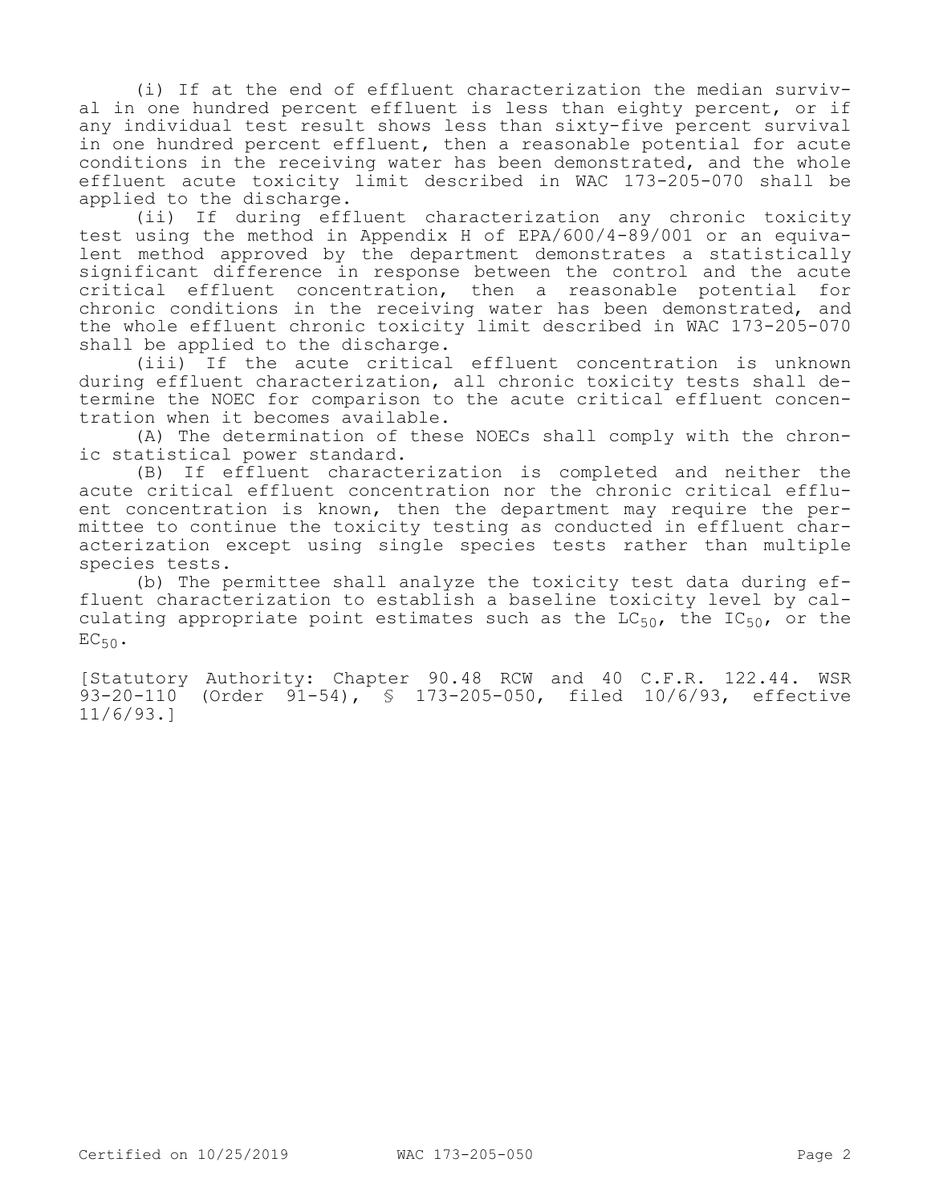(i) If at the end of effluent characterization the median survival in one hundred percent effluent is less than eighty percent, or if any individual test result shows less than sixty-five percent survival in one hundred percent effluent, then a reasonable potential for acute conditions in the receiving water has been demonstrated, and the whole effluent acute toxicity limit described in WAC 173-205-070 shall be applied to the discharge.

(ii) If during effluent characterization any chronic toxicity test using the method in Appendix H of EPA/600/4-89/001 or an equivalent method approved by the department demonstrates a statistically significant difference in response between the control and the acute critical effluent concentration, then a reasonable potential for chronic conditions in the receiving water has been demonstrated, and the whole effluent chronic toxicity limit described in WAC 173-205-070 shall be applied to the discharge.

(iii) If the acute critical effluent concentration is unknown during effluent characterization, all chronic toxicity tests shall determine the NOEC for comparison to the acute critical effluent concentration when it becomes available.

(A) The determination of these NOECs shall comply with the chronic statistical power standard.

(B) If effluent characterization is completed and neither the acute critical effluent concentration nor the chronic critical effluent concentration is known, then the department may require the permittee to continue the toxicity testing as conducted in effluent characterization except using single species tests rather than multiple species tests.

(b) The permittee shall analyze the toxicity test data during effluent characterization to establish a baseline toxicity level by calculating appropriate point estimates such as the $LC_{50}$, the $IC_{50}$, or the $EC_{50}$.

[Statutory Authority: Chapter 90.48 RCW and 40 C.F.R. 122.44. WSR 93-20-110 (Order 91-54), § 173-205-050, filed 10/6/93, effective 11/6/93.]